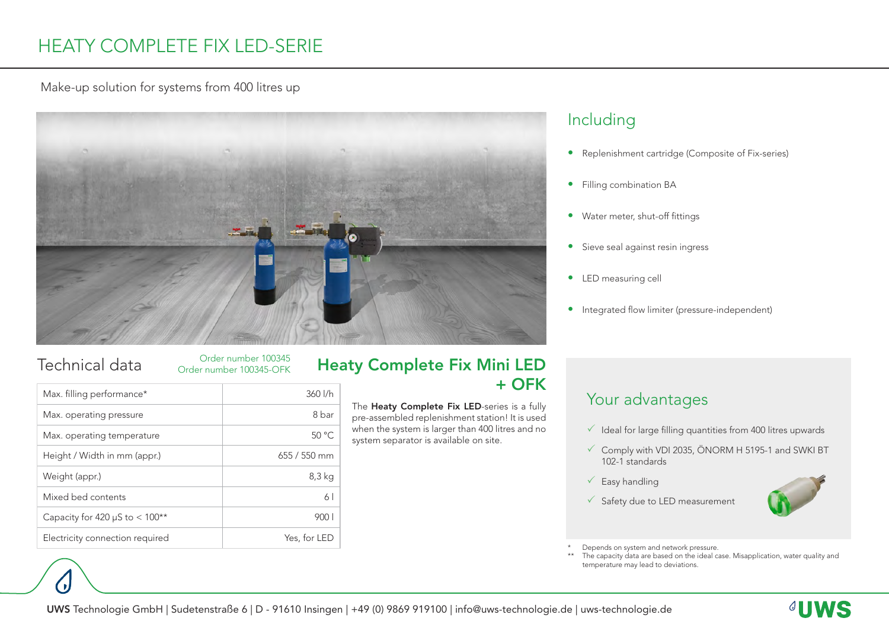# HEATY COMPLETE FIX LED-SERIE

Make-up solution for systems from 400 litres up

## Including

- Replenishment cartridge (Composite of Fix-series)
- Filling combination BA
- Water meter, shut-off fittings
- Sieve seal against resin ingress
- LED measuring cell
- Integrated flow limiter (pressure-independent)

## Technical data

Order number 100345
Order number 100345-OFK

| Max. filling performance* | 360 l/h |
|---|---|
| Max. operating pressure | 8 bar |
| Max. operating temperature | 50 °C |
| Height / Width in mm (appr.) | 655 / 550 mm |
| Weight (appr.) | 8,3 kg |
| Mixed bed contents | 6 l |
| Capacity for 420 µS to < 100** | 900 l |
| Electricity connection required | Yes, for LED |

## Heaty Complete Fix Mini LED + OFK

The **Heaty Complete Fix LED**-series is a fully pre-assembled replenishment station! It is used when the system is larger than 400 litres and no system separator is available on site.

## Your advantages

- ✓ Ideal for large filling quantities from 400 litres upwards
- ✓ Comply with VDI 2035, ÖNORM H 5195-1 and SWKI BT 102-1 standards
- ✓ Easy handling
- ✓ Safety due to LED measurement

\* Depends on system and network pressure.
\*\* The capacity data are based on the ideal case. Misapplication, water quality and temperature may lead to deviations.

**UWS** Technologie GmbH | Sudetenstraße 6 | D - 91610 Insingen | +49 (0) 9869 919100 | info@uws-technologie.de | uws-technologie.de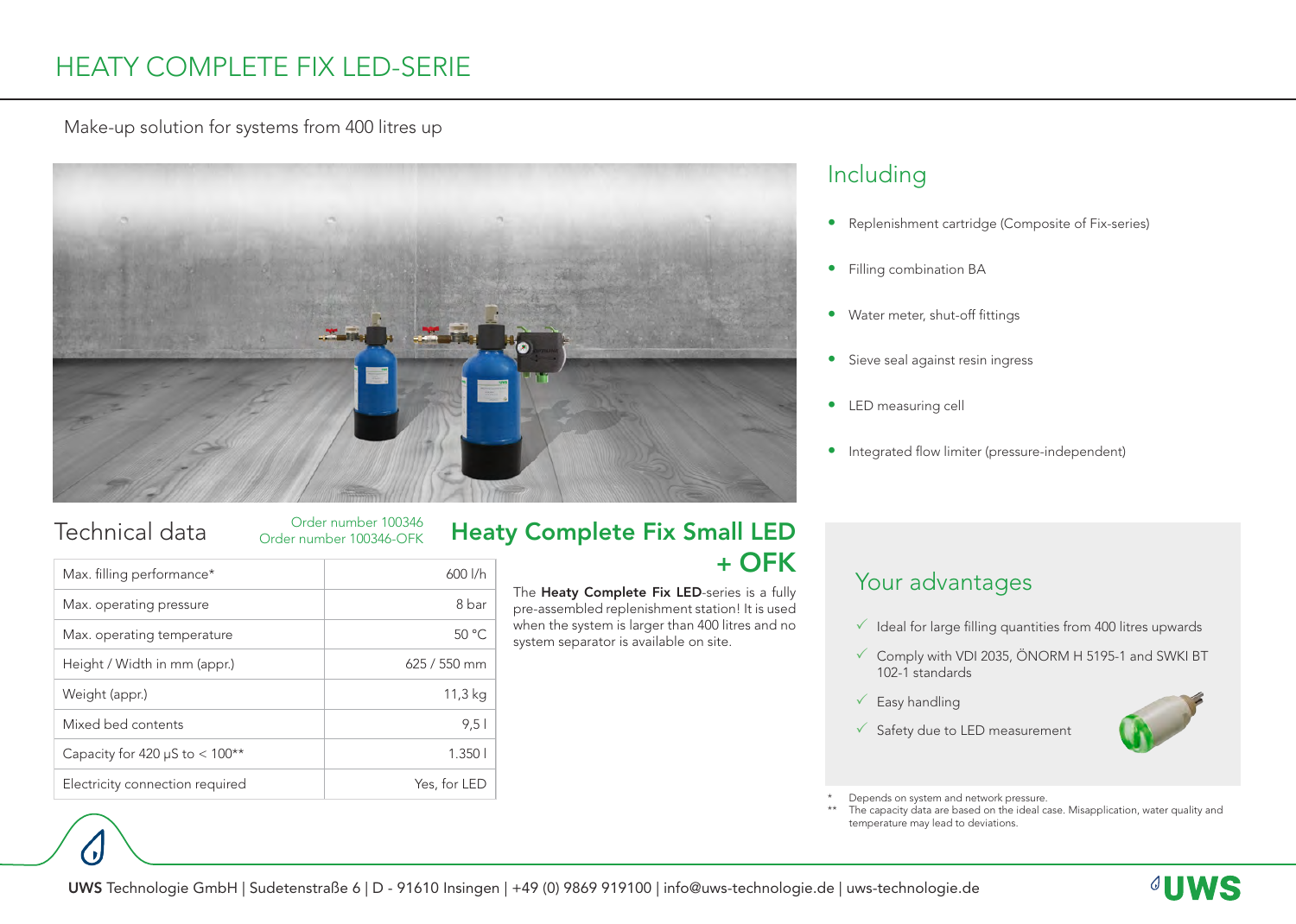# HEATY COMPLETE FIX LED-SERIE

Make-up solution for systems from 400 litres up

## Including

- Replenishment cartridge (Composite of Fix-series)
- Filling combination BA
- Water meter, shut-off fittings
- Sieve seal against resin ingress
- LED measuring cell
- Integrated flow limiter (pressure-independent)

## Technical data

Order number 100346
Order number 100346-OFK

| Max. filling performance* | 600 l/h |
|---|---|
| Max. operating pressure | 8 bar |
| Max. operating temperature | 50 °C |
| Height / Width in mm (appr.) | 625 / 550 mm |
| Weight (appr.) | 11,3 kg |
| Mixed bed contents | 9,5 l |
| Capacity for 420 µS to < 100** | 1.350 l |
| Electricity connection required | Yes, for LED |

## Heaty Complete Fix Small LED + OFK

The **Heaty Complete Fix LED**-series is a fully pre-assembled replenishment station! It is used when the system is larger than 400 litres and no system separator is available on site.

## Your advantages

- ✓ Ideal for large filling quantities from 400 litres upwards
- ✓ Comply with VDI 2035, ÖNORM H 5195-1 and SWKI BT 102-1 standards
- ✓ Easy handling
- ✓ Safety due to LED measurement

\* Depends on system and network pressure.
\*\* The capacity data are based on the ideal case. Misapplication, water quality and temperature may lead to deviations.

**UWS** Technologie GmbH | Sudetenstraße 6 | D - 91610 Insingen | +49 (0) 9869 919100 | info@uws-technologie.de | uws-technologie.de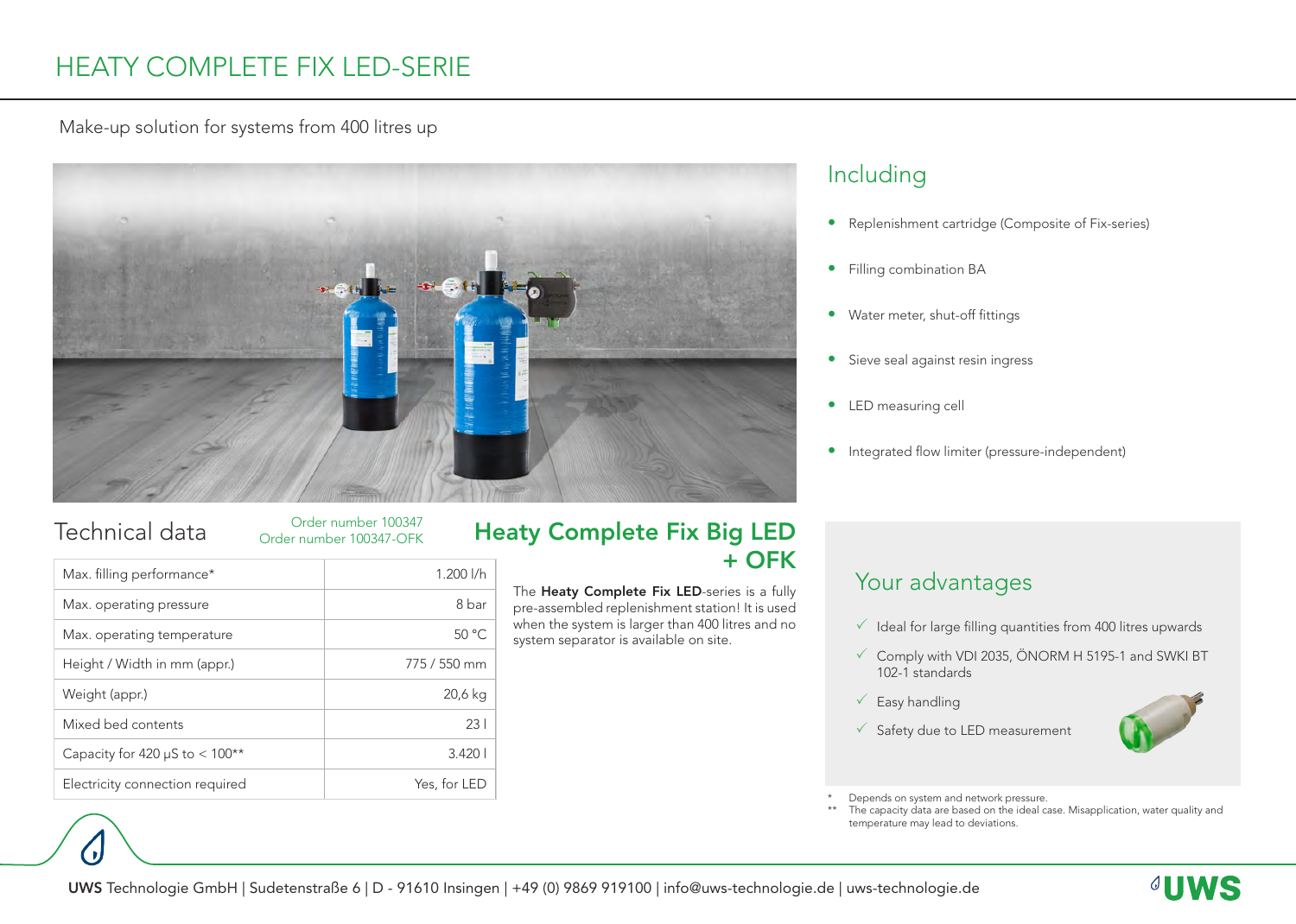# HEATY COMPLETE FIX LED-SERIE

Make-up solution for systems from 400 litres up

## Including

- Replenishment cartridge (Composite of Fix-series)
- Filling combination BA
- Water meter, shut-off fittings
- Sieve seal against resin ingress
- LED measuring cell
- Integrated flow limiter (pressure-independent)

## Technical data

Order number 100347
Order number 100347-OFK

| Max. filling performance* | 1.200 l/h |
|---|---|
| Max. operating pressure | 8 bar |
| Max. operating temperature | 50 °C |
| Height / Width in mm (appr.) | 775 / 550 mm |
| Weight (appr.) | 20,6 kg |
| Mixed bed contents | 23 l |
| Capacity for 420 µS to < 100** | 3.420 l |
| Electricity connection required | Yes, for LED |

## Heaty Complete Fix Big LED + OFK

The **Heaty Complete Fix LED**-series is a fully pre-assembled replenishment station! It is used when the system is larger than 400 litres and no system separator is available on site.

## Your advantages

- ✓ Ideal for large filling quantities from 400 litres upwards
- ✓ Comply with VDI 2035, ÖNORM H 5195-1 and SWKI BT 102-1 standards
- ✓ Easy handling
- ✓ Safety due to LED measurement

\* Depends on system and network pressure.
\*\* The capacity data are based on the ideal case. Misapplication, water quality and temperature may lead to deviations.

**UWS** Technologie GmbH | Sudetenstraße 6 | D - 91610 Insingen | +49 (0) 9869 919100 | info@uws-technologie.de | uws-technologie.de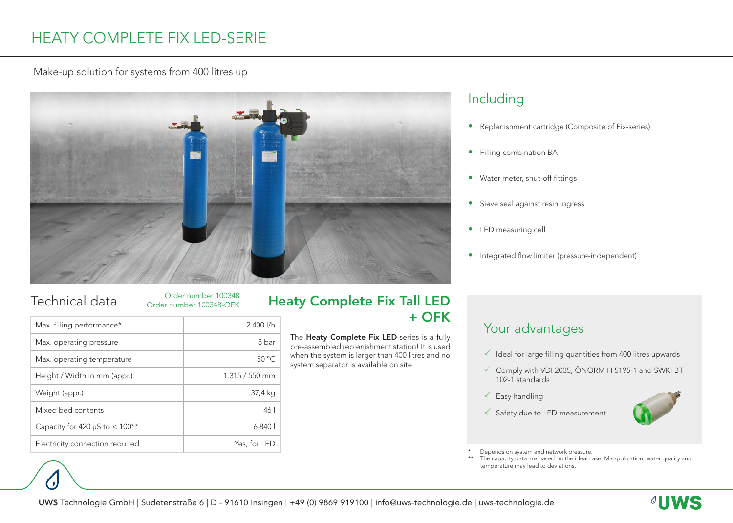# HEATY COMPLETE FIX LED-SERIE

Make-up solution for systems from 400 litres up

## Including

- Replenishment cartridge (Composite of Fix-series)
- Filling combination BA
- Water meter, shut-off fittings
- Sieve seal against resin ingress
- LED measuring cell
- Integrated flow limiter (pressure-independent)

## Technical data

Order number 100348
Order number 100348-OFK

| | |
|---|---|
| Max. filling performance* | 2.400 l/h |
| Max. operating pressure | 8 bar |
| Max. operating temperature | 50 °C |
| Height / Width in mm (appr.) | 1.315 / 550 mm |
| Weight (appr.) | 37,4 kg |
| Mixed bed contents | 46 l |
| Capacity for 420 µS to < 100** | 6.840 l |
| Electricity connection required | Yes, for LED |

## Heaty Complete Fix Tall LED + OFK

The **Heaty Complete Fix LED**-series is a fully pre-assembled replenishment station! It is used when the system is larger than 400 litres and no system separator is available on site.

## Your advantages

- ✓ Ideal for large filling quantities from 400 litres upwards
- ✓ Comply with VDI 2035, ÖNORM H 5195-1 and SWKI BT 102-1 standards
- ✓ Easy handling
- ✓ Safety due to LED measurement

\* Depends on system and network pressure.
\** The capacity data are based on the ideal case. Misapplication, water quality and temperature may lead to deviations.

**UWS** Technologie GmbH | Sudetenstraße 6 | D - 91610 Insingen | +49 (0) 9869 919100 | info@uws-technologie.de | uws-technologie.de